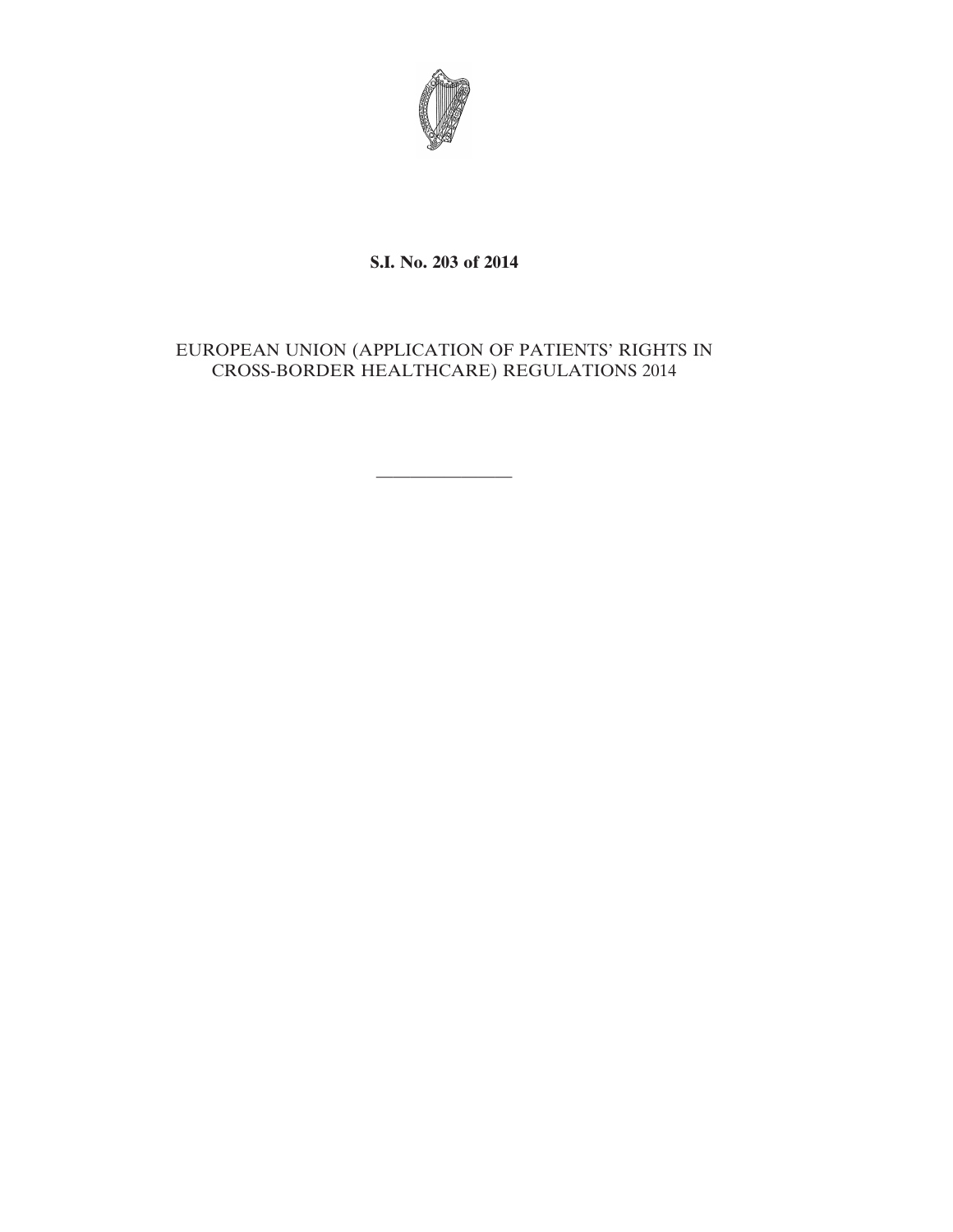**S.I. No. 203 of 2014**

EUROPEAN UNION (APPLICATION OF PATIENTS' RIGHTS IN CROSS-BORDER HEALTHCARE) REGULATIONS 2014

---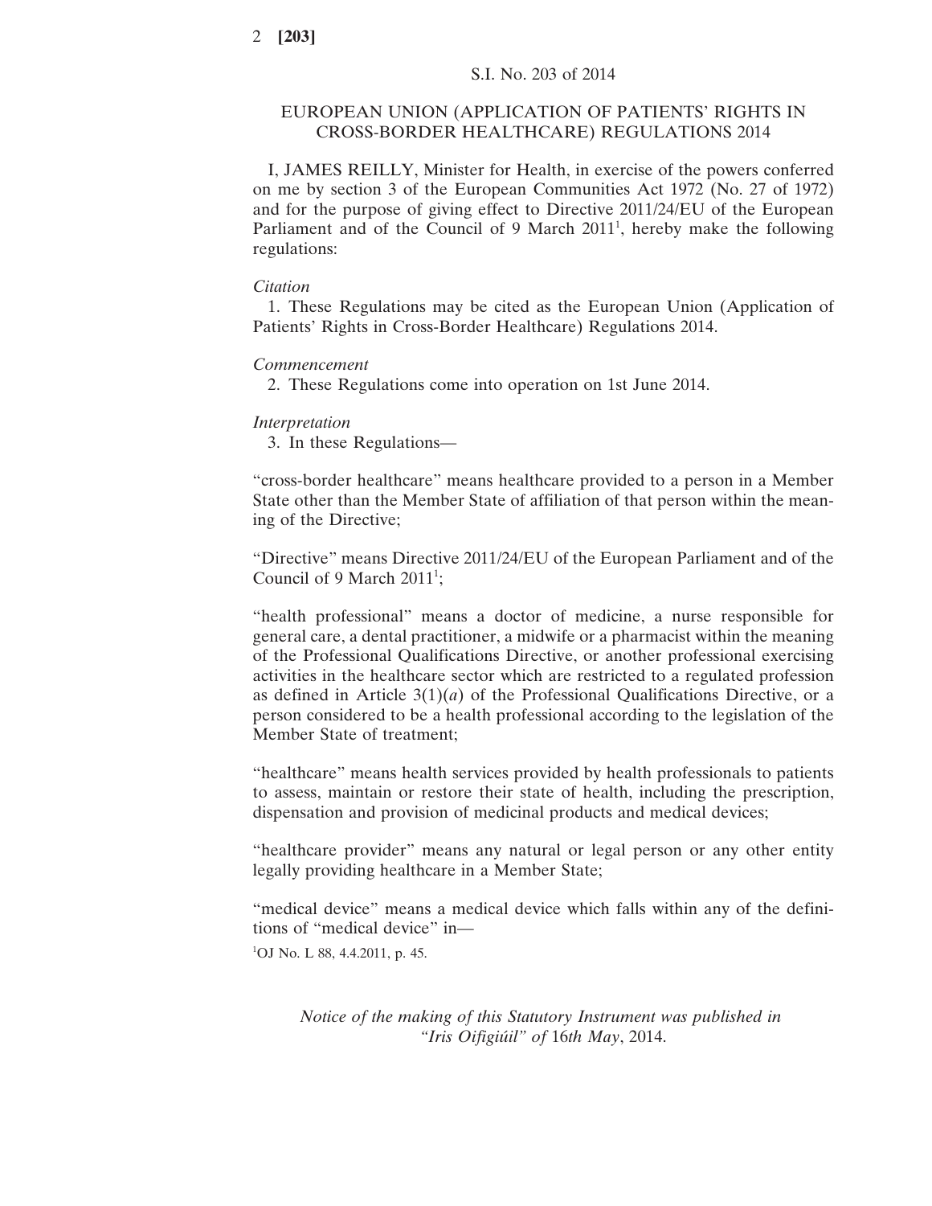S.I. No. 203 of 2014

# EUROPEAN UNION (APPLICATION OF PATIENTS' RIGHTS IN CROSS-BORDER HEALTHCARE) REGULATIONS 2014

I, JAMES REILLY, Minister for Health, in exercise of the powers conferred on me by section 3 of the European Communities Act 1972 (No. 27 of 1972) and for the purpose of giving effect to Directive 2011/24/EU of the European Parliament and of the Council of 9 March 2011[1], hereby make the following regulations:

*Citation*

1. These Regulations may be cited as the European Union (Application of Patients' Rights in Cross-Border Healthcare) Regulations 2014.

*Commencement*

2. These Regulations come into operation on 1st June 2014.

*Interpretation*

3. In these Regulations—

"cross-border healthcare" means healthcare provided to a person in a Member State other than the Member State of affiliation of that person within the meaning of the Directive;

"Directive" means Directive 2011/24/EU of the European Parliament and of the Council of 9 March 2011[1];

"health professional" means a doctor of medicine, a nurse responsible for general care, a dental practitioner, a midwife or a pharmacist within the meaning of the Professional Qualifications Directive, or another professional exercising activities in the healthcare sector which are restricted to a regulated profession as defined in Article 3(1)(*a*) of the Professional Qualifications Directive, or a person considered to be a health professional according to the legislation of the Member State of treatment;

"healthcare" means health services provided by health professionals to patients to assess, maintain or restore their state of health, including the prescription, dispensation and provision of medicinal products and medical devices;

"healthcare provider" means any natural or legal person or any other entity legally providing healthcare in a Member State;

"medical device" means a medical device which falls within any of the definitions of "medical device" in—

[1]OJ No. L 88, 4.4.2011, p. 45.

*Notice of the making of this Statutory Instrument was published in "Iris Oifigiúil" of* 16*th May*, 2014.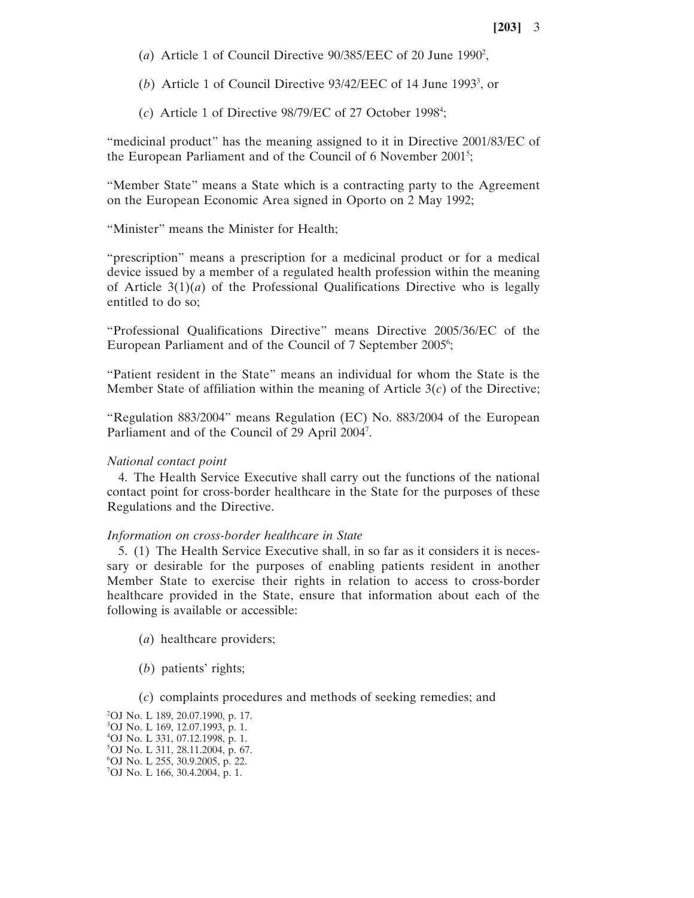(*a*) Article 1 of Council Directive 90/385/EEC of 20 June 1990[2],

(*b*) Article 1 of Council Directive 93/42/EEC of 14 June 1993[3], or

(*c*) Article 1 of Directive 98/79/EC of 27 October 1998[4];

"medicinal product" has the meaning assigned to it in Directive 2001/83/EC of the European Parliament and of the Council of 6 November 2001[5];

"Member State" means a State which is a contracting party to the Agreement on the European Economic Area signed in Oporto on 2 May 1992;

"Minister" means the Minister for Health;

"prescription" means a prescription for a medicinal product or for a medical device issued by a member of a regulated health profession within the meaning of Article 3(1)(*a*) of the Professional Qualifications Directive who is legally entitled to do so;

"Professional Qualifications Directive" means Directive 2005/36/EC of the European Parliament and of the Council of 7 September 2005[6];

"Patient resident in the State" means an individual for whom the State is the Member State of affiliation within the meaning of Article 3(*c*) of the Directive;

"Regulation 883/2004" means Regulation (EC) No. 883/2004 of the European Parliament and of the Council of 29 April 2004[7].

*National contact point*

4. The Health Service Executive shall carry out the functions of the national contact point for cross-border healthcare in the State for the purposes of these Regulations and the Directive.

*Information on cross-border healthcare in State*

5. (1) The Health Service Executive shall, in so far as it considers it is necessary or desirable for the purposes of enabling patients resident in another Member State to exercise their rights in relation to access to cross-border healthcare provided in the State, ensure that information about each of the following is available or accessible:

(*a*) healthcare providers;

(*b*) patients' rights;

(*c*) complaints procedures and methods of seeking remedies; and

[2]OJ No. L 189, 20.07.1990, p. 17.
[3]OJ No. L 169, 12.07.1993, p. 1.
[4]OJ No. L 331, 07.12.1998, p. 1.
[5]OJ No. L 311, 28.11.2004, p. 67.
[6]OJ No. L 255, 30.9.2005, p. 22.
[7]OJ No. L 166, 30.4.2004, p. 1.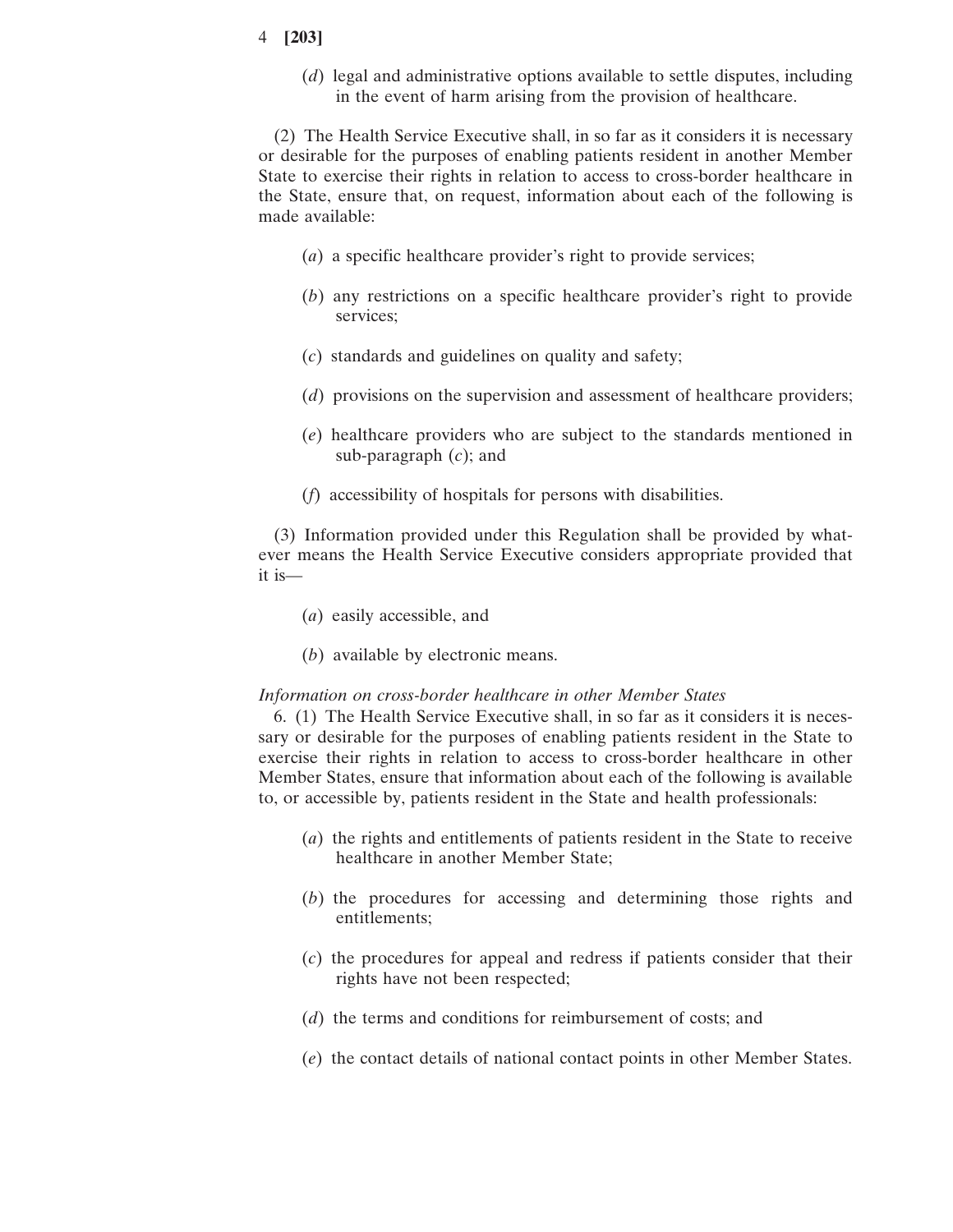(*d*) legal and administrative options available to settle disputes, including in the event of harm arising from the provision of healthcare.

(2) The Health Service Executive shall, in so far as it considers it is necessary or desirable for the purposes of enabling patients resident in another Member State to exercise their rights in relation to access to cross-border healthcare in the State, ensure that, on request, information about each of the following is made available:

(*a*) a specific healthcare provider's right to provide services;

(*b*) any restrictions on a specific healthcare provider's right to provide services;

(*c*) standards and guidelines on quality and safety;

(*d*) provisions on the supervision and assessment of healthcare providers;

(*e*) healthcare providers who are subject to the standards mentioned in sub-paragraph (*c*); and

(*f*) accessibility of hospitals for persons with disabilities.

(3) Information provided under this Regulation shall be provided by whatever means the Health Service Executive considers appropriate provided that it is—

(*a*) easily accessible, and

(*b*) available by electronic means.

*Information on cross-border healthcare in other Member States*

6. (1) The Health Service Executive shall, in so far as it considers it is necessary or desirable for the purposes of enabling patients resident in the State to exercise their rights in relation to access to cross-border healthcare in other Member States, ensure that information about each of the following is available to, or accessible by, patients resident in the State and health professionals:

(*a*) the rights and entitlements of patients resident in the State to receive healthcare in another Member State;

(*b*) the procedures for accessing and determining those rights and entitlements;

(*c*) the procedures for appeal and redress if patients consider that their rights have not been respected;

(*d*) the terms and conditions for reimbursement of costs; and

(*e*) the contact details of national contact points in other Member States.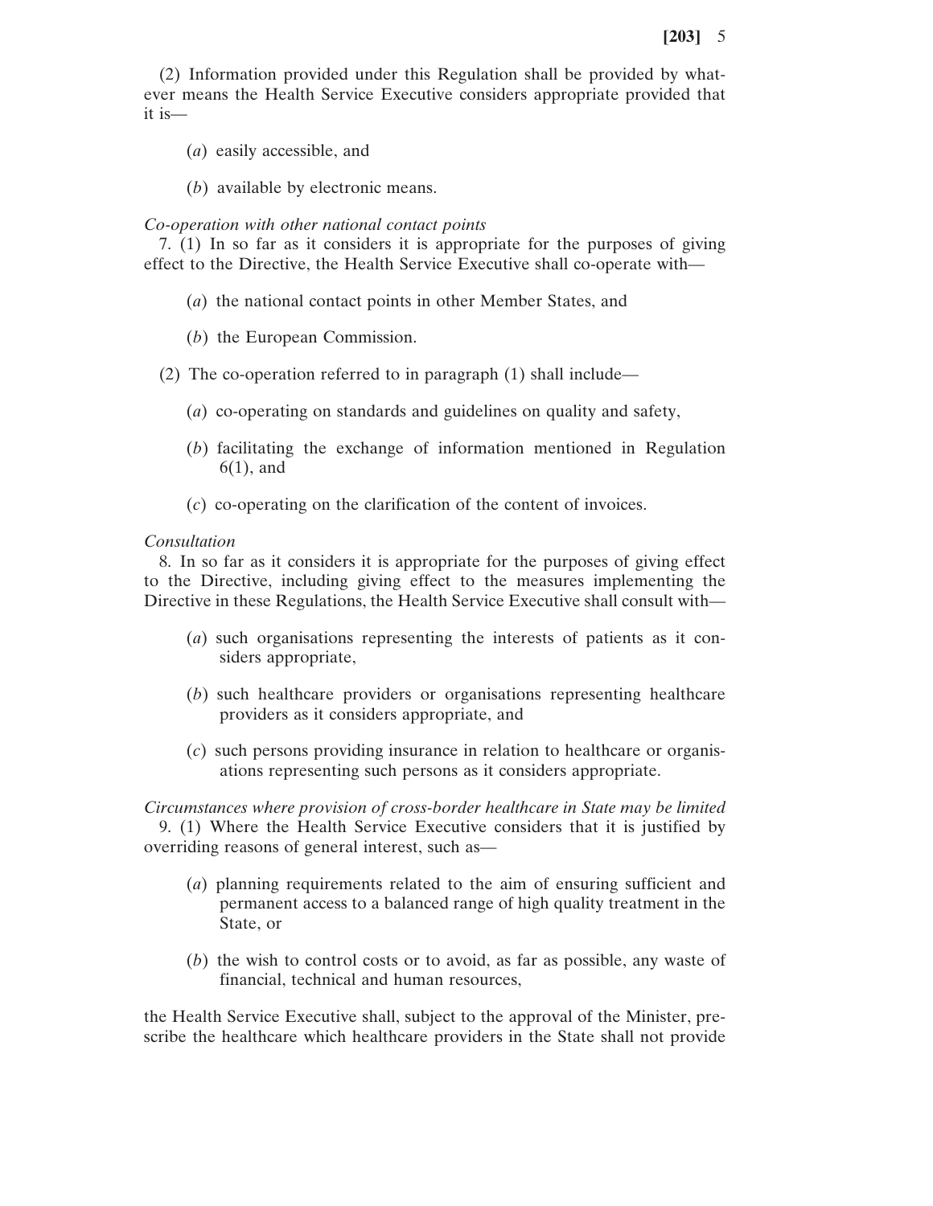(2) Information provided under this Regulation shall be provided by whatever means the Health Service Executive considers appropriate provided that it is—

(*a*) easily accessible, and

(*b*) available by electronic means.

*Co-operation with other national contact points*

7. (1) In so far as it considers it is appropriate for the purposes of giving effect to the Directive, the Health Service Executive shall co-operate with—

(*a*) the national contact points in other Member States, and

(*b*) the European Commission.

(2) The co-operation referred to in paragraph (1) shall include—

(*a*) co-operating on standards and guidelines on quality and safety,

(*b*) facilitating the exchange of information mentioned in Regulation 6(1), and

(*c*) co-operating on the clarification of the content of invoices.

*Consultation*

8. In so far as it considers it is appropriate for the purposes of giving effect to the Directive, including giving effect to the measures implementing the Directive in these Regulations, the Health Service Executive shall consult with—

(*a*) such organisations representing the interests of patients as it considers appropriate,

(*b*) such healthcare providers or organisations representing healthcare providers as it considers appropriate, and

(*c*) such persons providing insurance in relation to healthcare or organisations representing such persons as it considers appropriate.

*Circumstances where provision of cross-border healthcare in State may be limited*

9. (1) Where the Health Service Executive considers that it is justified by overriding reasons of general interest, such as—

(*a*) planning requirements related to the aim of ensuring sufficient and permanent access to a balanced range of high quality treatment in the State, or

(*b*) the wish to control costs or to avoid, as far as possible, any waste of financial, technical and human resources,

the Health Service Executive shall, subject to the approval of the Minister, prescribe the healthcare which healthcare providers in the State shall not provide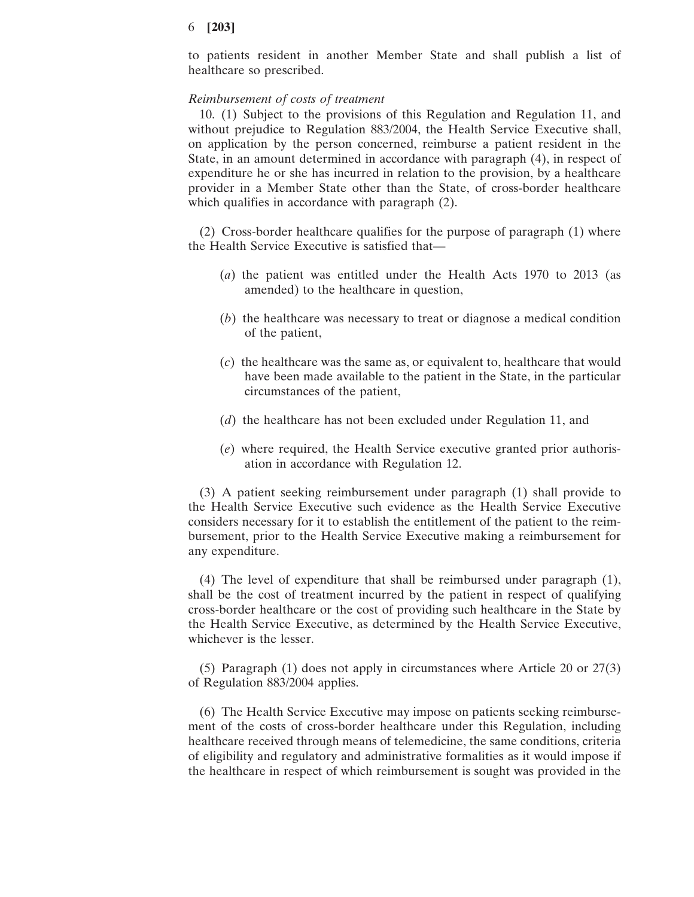to patients resident in another Member State and shall publish a list of healthcare so prescribed.

*Reimbursement of costs of treatment*

10. (1) Subject to the provisions of this Regulation and Regulation 11, and without prejudice to Regulation 883/2004, the Health Service Executive shall, on application by the person concerned, reimburse a patient resident in the State, in an amount determined in accordance with paragraph (4), in respect of expenditure he or she has incurred in relation to the provision, by a healthcare provider in a Member State other than the State, of cross-border healthcare which qualifies in accordance with paragraph (2).

(2) Cross-border healthcare qualifies for the purpose of paragraph (1) where the Health Service Executive is satisfied that—

(*a*) the patient was entitled under the Health Acts 1970 to 2013 (as amended) to the healthcare in question,

(*b*) the healthcare was necessary to treat or diagnose a medical condition of the patient,

(*c*) the healthcare was the same as, or equivalent to, healthcare that would have been made available to the patient in the State, in the particular circumstances of the patient,

(*d*) the healthcare has not been excluded under Regulation 11, and

(*e*) where required, the Health Service executive granted prior authorisation in accordance with Regulation 12.

(3) A patient seeking reimbursement under paragraph (1) shall provide to the Health Service Executive such evidence as the Health Service Executive considers necessary for it to establish the entitlement of the patient to the reimbursement, prior to the Health Service Executive making a reimbursement for any expenditure.

(4) The level of expenditure that shall be reimbursed under paragraph (1), shall be the cost of treatment incurred by the patient in respect of qualifying cross-border healthcare or the cost of providing such healthcare in the State by the Health Service Executive, as determined by the Health Service Executive, whichever is the lesser.

(5) Paragraph (1) does not apply in circumstances where Article 20 or 27(3) of Regulation 883/2004 applies.

(6) The Health Service Executive may impose on patients seeking reimbursement of the costs of cross-border healthcare under this Regulation, including healthcare received through means of telemedicine, the same conditions, criteria of eligibility and regulatory and administrative formalities as it would impose if the healthcare in respect of which reimbursement is sought was provided in the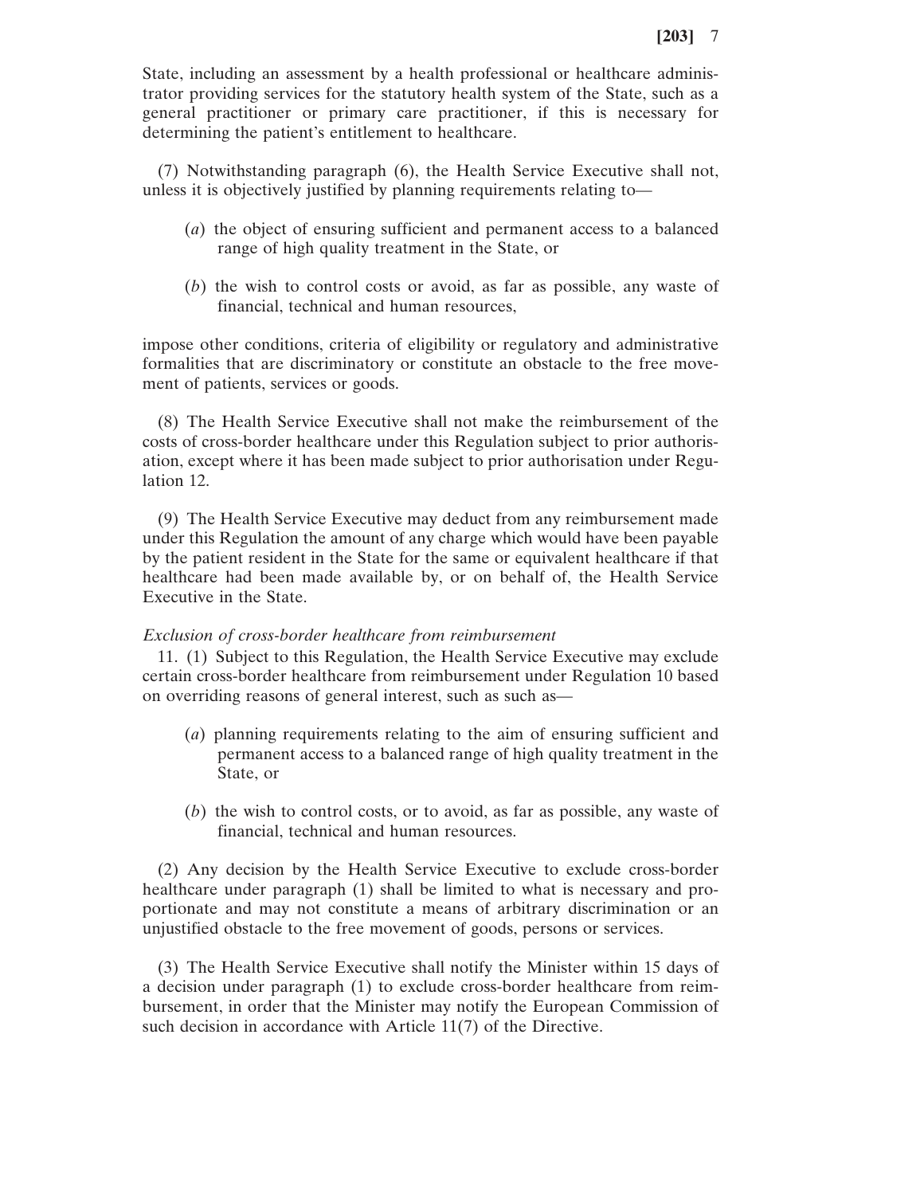State, including an assessment by a health professional or healthcare administrator providing services for the statutory health system of the State, such as a general practitioner or primary care practitioner, if this is necessary for determining the patient's entitlement to healthcare.

(7) Notwithstanding paragraph (6), the Health Service Executive shall not, unless it is objectively justified by planning requirements relating to—

(*a*) the object of ensuring sufficient and permanent access to a balanced range of high quality treatment in the State, or

(*b*) the wish to control costs or avoid, as far as possible, any waste of financial, technical and human resources,

impose other conditions, criteria of eligibility or regulatory and administrative formalities that are discriminatory or constitute an obstacle to the free movement of patients, services or goods.

(8) The Health Service Executive shall not make the reimbursement of the costs of cross-border healthcare under this Regulation subject to prior authorisation, except where it has been made subject to prior authorisation under Regulation 12.

(9) The Health Service Executive may deduct from any reimbursement made under this Regulation the amount of any charge which would have been payable by the patient resident in the State for the same or equivalent healthcare if that healthcare had been made available by, or on behalf of, the Health Service Executive in the State.

*Exclusion of cross-border healthcare from reimbursement*

11. (1) Subject to this Regulation, the Health Service Executive may exclude certain cross-border healthcare from reimbursement under Regulation 10 based on overriding reasons of general interest, such as such as—

(*a*) planning requirements relating to the aim of ensuring sufficient and permanent access to a balanced range of high quality treatment in the State, or

(*b*) the wish to control costs, or to avoid, as far as possible, any waste of financial, technical and human resources.

(2) Any decision by the Health Service Executive to exclude cross-border healthcare under paragraph (1) shall be limited to what is necessary and proportionate and may not constitute a means of arbitrary discrimination or an unjustified obstacle to the free movement of goods, persons or services.

(3) The Health Service Executive shall notify the Minister within 15 days of a decision under paragraph (1) to exclude cross-border healthcare from reimbursement, in order that the Minister may notify the European Commission of such decision in accordance with Article 11(7) of the Directive.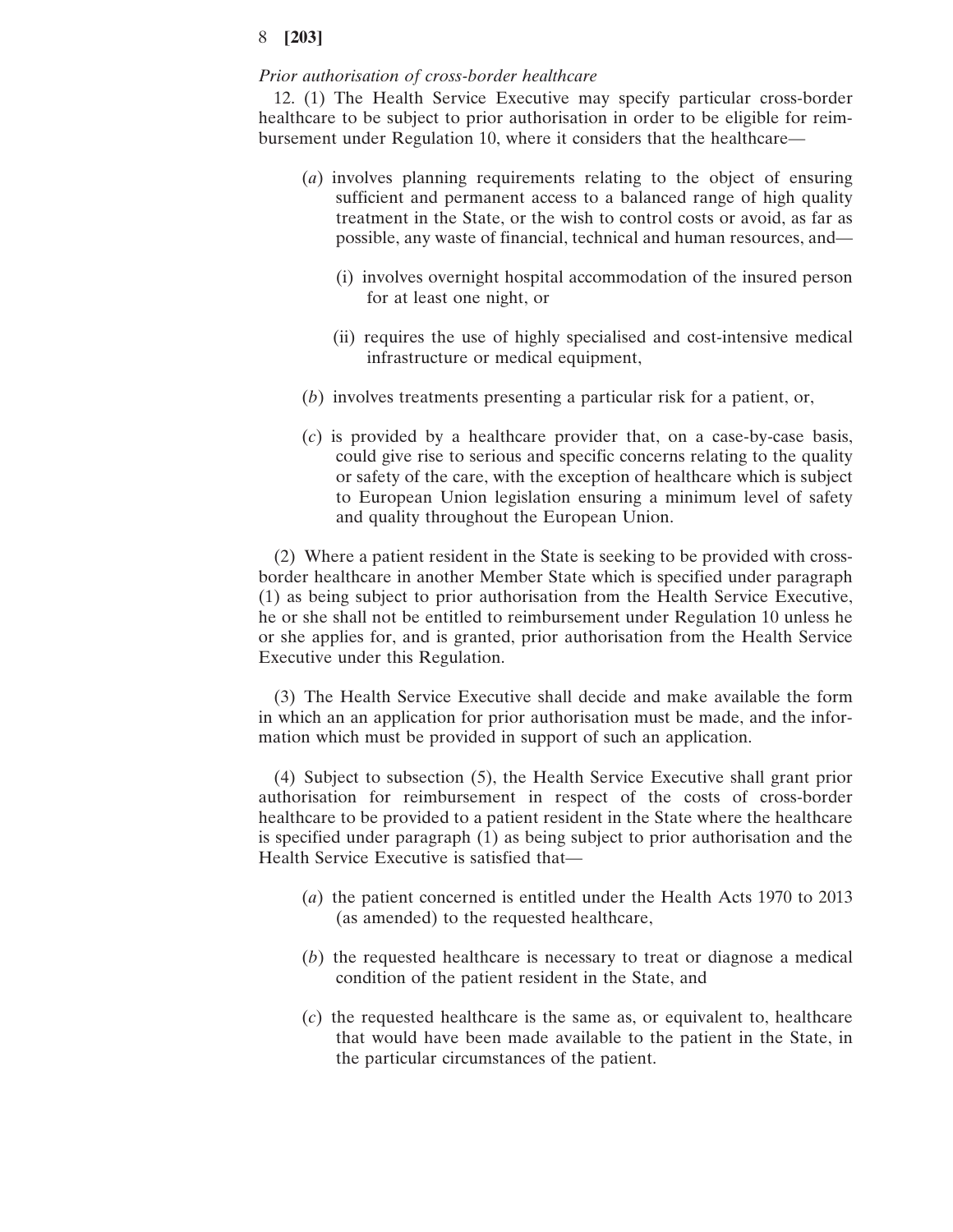*Prior authorisation of cross-border healthcare*

12. (1) The Health Service Executive may specify particular cross-border healthcare to be subject to prior authorisation in order to be eligible for reimbursement under Regulation 10, where it considers that the healthcare—

(*a*) involves planning requirements relating to the object of ensuring sufficient and permanent access to a balanced range of high quality treatment in the State, or the wish to control costs or avoid, as far as possible, any waste of financial, technical and human resources, and—

(i) involves overnight hospital accommodation of the insured person for at least one night, or

(ii) requires the use of highly specialised and cost-intensive medical infrastructure or medical equipment,

(*b*) involves treatments presenting a particular risk for a patient, or,

(*c*) is provided by a healthcare provider that, on a case-by-case basis, could give rise to serious and specific concerns relating to the quality or safety of the care, with the exception of healthcare which is subject to European Union legislation ensuring a minimum level of safety and quality throughout the European Union.

(2) Where a patient resident in the State is seeking to be provided with cross-border healthcare in another Member State which is specified under paragraph (1) as being subject to prior authorisation from the Health Service Executive, he or she shall not be entitled to reimbursement under Regulation 10 unless he or she applies for, and is granted, prior authorisation from the Health Service Executive under this Regulation.

(3) The Health Service Executive shall decide and make available the form in which an an application for prior authorisation must be made, and the information which must be provided in support of such an application.

(4) Subject to subsection (5), the Health Service Executive shall grant prior authorisation for reimbursement in respect of the costs of cross-border healthcare to be provided to a patient resident in the State where the healthcare is specified under paragraph (1) as being subject to prior authorisation and the Health Service Executive is satisfied that—

(*a*) the patient concerned is entitled under the Health Acts 1970 to 2013 (as amended) to the requested healthcare,

(*b*) the requested healthcare is necessary to treat or diagnose a medical condition of the patient resident in the State, and

(*c*) the requested healthcare is the same as, or equivalent to, healthcare that would have been made available to the patient in the State, in the particular circumstances of the patient.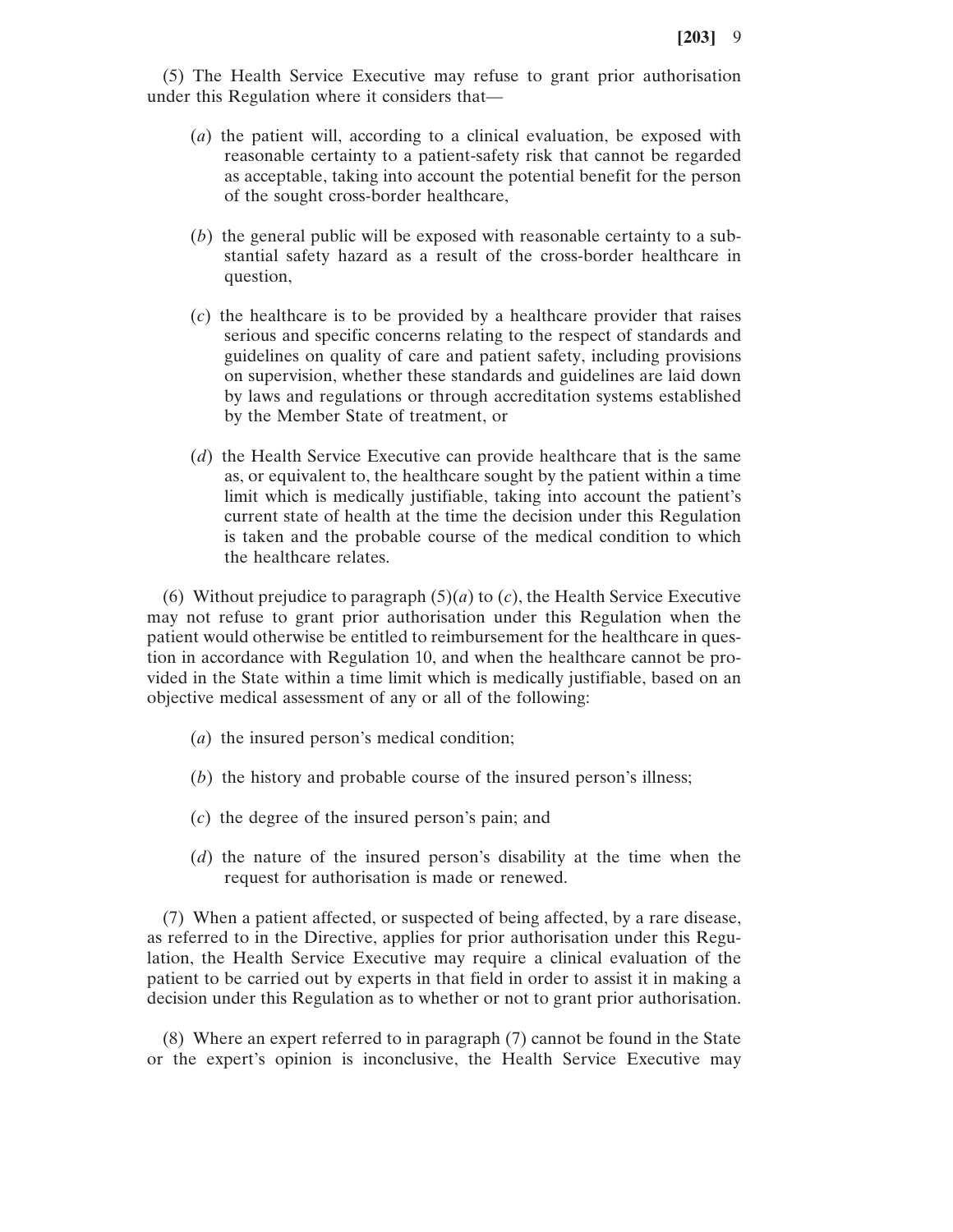(5) The Health Service Executive may refuse to grant prior authorisation under this Regulation where it considers that—

(*a*) the patient will, according to a clinical evaluation, be exposed with reasonable certainty to a patient-safety risk that cannot be regarded as acceptable, taking into account the potential benefit for the person of the sought cross-border healthcare,

(*b*) the general public will be exposed with reasonable certainty to a substantial safety hazard as a result of the cross-border healthcare in question,

(*c*) the healthcare is to be provided by a healthcare provider that raises serious and specific concerns relating to the respect of standards and guidelines on quality of care and patient safety, including provisions on supervision, whether these standards and guidelines are laid down by laws and regulations or through accreditation systems established by the Member State of treatment, or

(*d*) the Health Service Executive can provide healthcare that is the same as, or equivalent to, the healthcare sought by the patient within a time limit which is medically justifiable, taking into account the patient's current state of health at the time the decision under this Regulation is taken and the probable course of the medical condition to which the healthcare relates.

(6) Without prejudice to paragraph (5)(*a*) to (*c*), the Health Service Executive may not refuse to grant prior authorisation under this Regulation when the patient would otherwise be entitled to reimbursement for the healthcare in question in accordance with Regulation 10, and when the healthcare cannot be provided in the State within a time limit which is medically justifiable, based on an objective medical assessment of any or all of the following:

(*a*) the insured person's medical condition;

(*b*) the history and probable course of the insured person's illness;

(*c*) the degree of the insured person's pain; and

(*d*) the nature of the insured person's disability at the time when the request for authorisation is made or renewed.

(7) When a patient affected, or suspected of being affected, by a rare disease, as referred to in the Directive, applies for prior authorisation under this Regulation, the Health Service Executive may require a clinical evaluation of the patient to be carried out by experts in that field in order to assist it in making a decision under this Regulation as to whether or not to grant prior authorisation.

(8) Where an expert referred to in paragraph (7) cannot be found in the State or the expert's opinion is inconclusive, the Health Service Executive may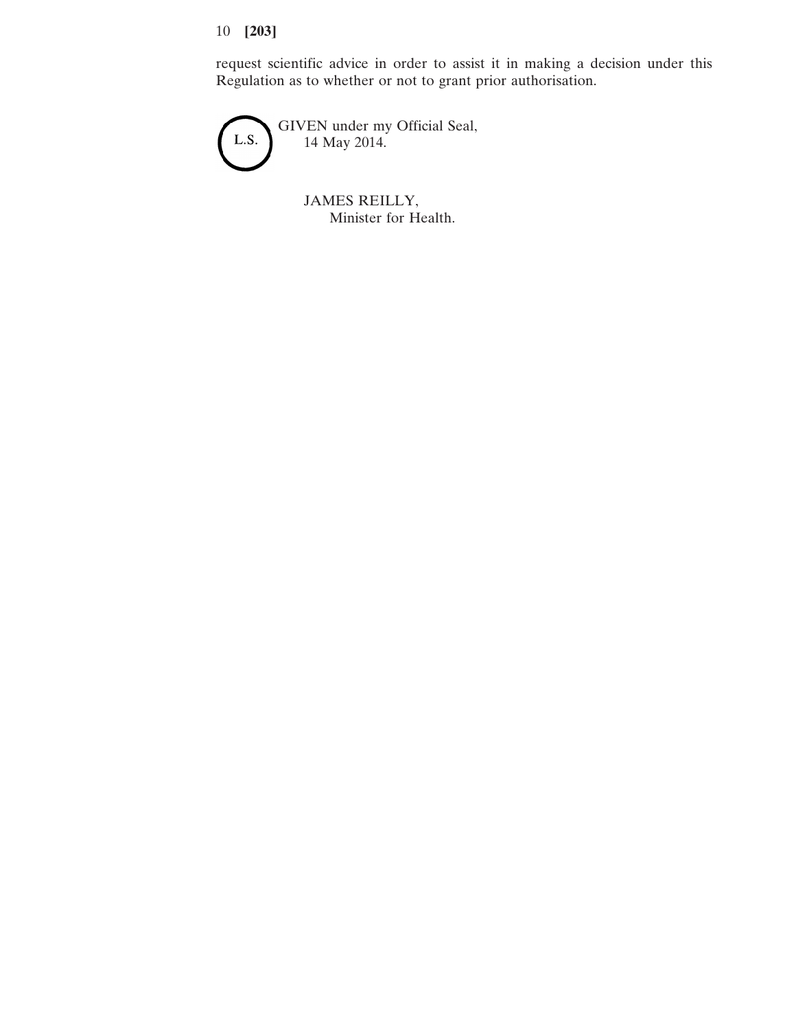request scientific advice in order to assist it in making a decision under this Regulation as to whether or not to grant prior authorisation.

L.S.

GIVEN under my Official Seal,
14 May 2014.

JAMES REILLY,
Minister for Health.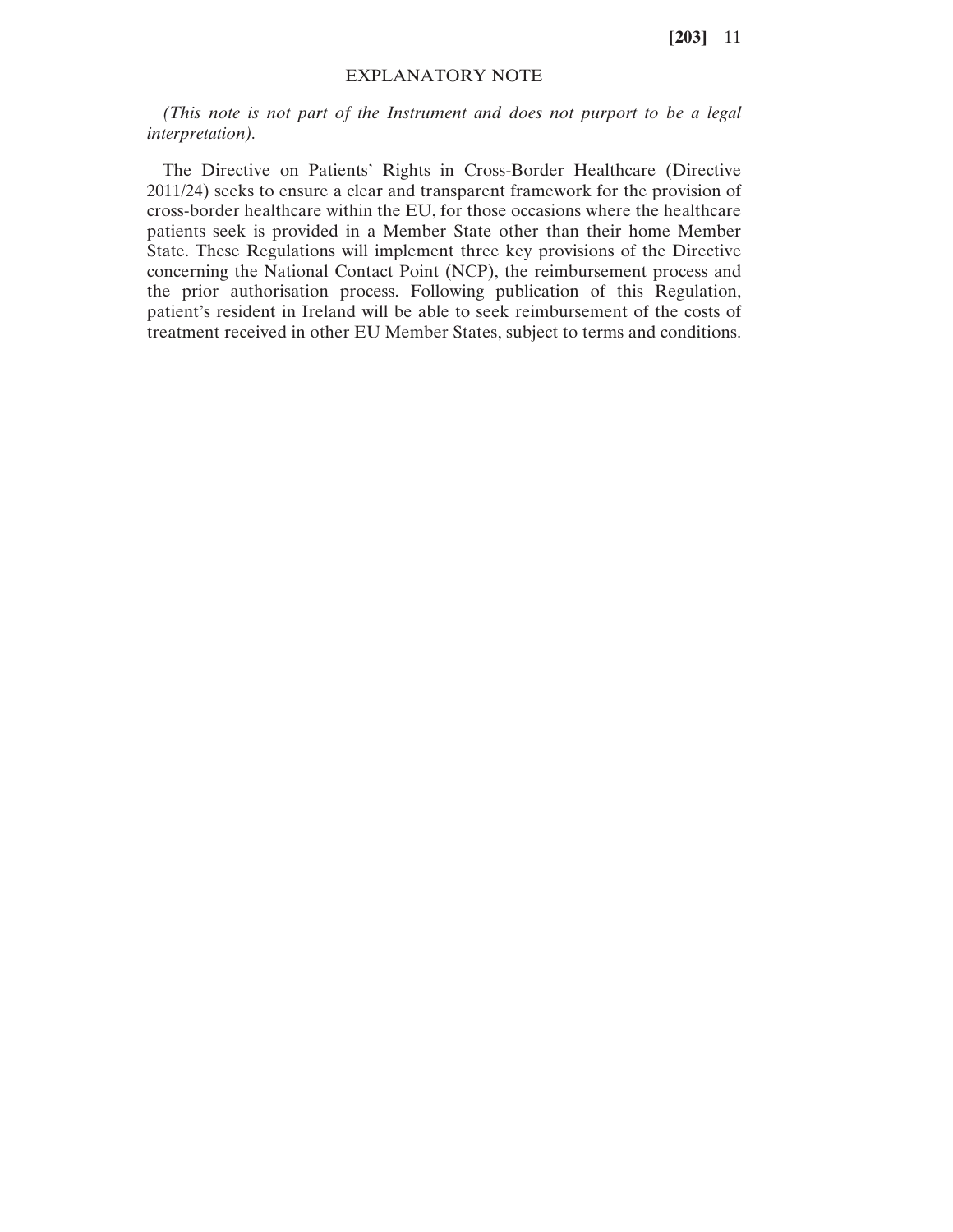## EXPLANATORY NOTE

*(This note is not part of the Instrument and does not purport to be a legal interpretation).*

The Directive on Patients' Rights in Cross-Border Healthcare (Directive 2011/24) seeks to ensure a clear and transparent framework for the provision of cross-border healthcare within the EU, for those occasions where the healthcare patients seek is provided in a Member State other than their home Member State. These Regulations will implement three key provisions of the Directive concerning the National Contact Point (NCP), the reimbursement process and the prior authorisation process. Following publication of this Regulation, patient's resident in Ireland will be able to seek reimbursement of the costs of treatment received in other EU Member States, subject to terms and conditions.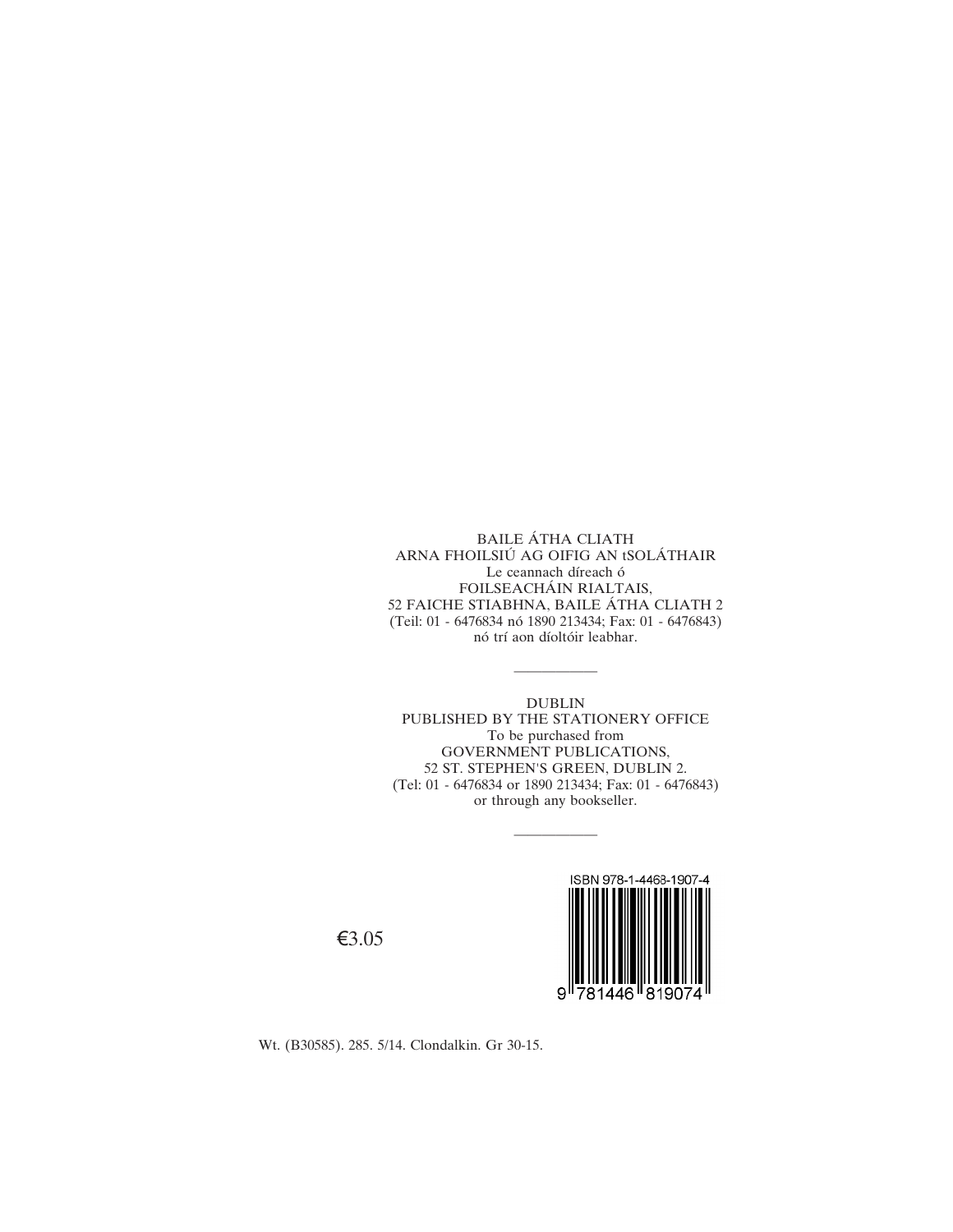BAILE ÁTHA CLIATH
ARNA FHOILSIÚ AG OIFIG AN tSOLÁTHAIR
Le ceannach díreach ó
FOILSEACHÁIN RIALTAIS,
52 FAICHE STIABHNA, BAILE ÁTHA CLIATH 2
(Teil: 01 - 6476834 nó 1890 213434; Fax: 01 - 6476843)
nó trí aon díoltóir leabhar.

---

DUBLIN
PUBLISHED BY THE STATIONERY OFFICE
To be purchased from
GOVERNMENT PUBLICATIONS,
52 ST. STEPHEN'S GREEN, DUBLIN 2.
(Tel: 01 - 6476834 or 1890 213434; Fax: 01 - 6476843)
or through any bookseller.

---

ISBN 978-1-4468-1907-4

9 781446 819074

€3.05

Wt. (B30585). 285. 5/14. Clondalkin. Gr 30-15.